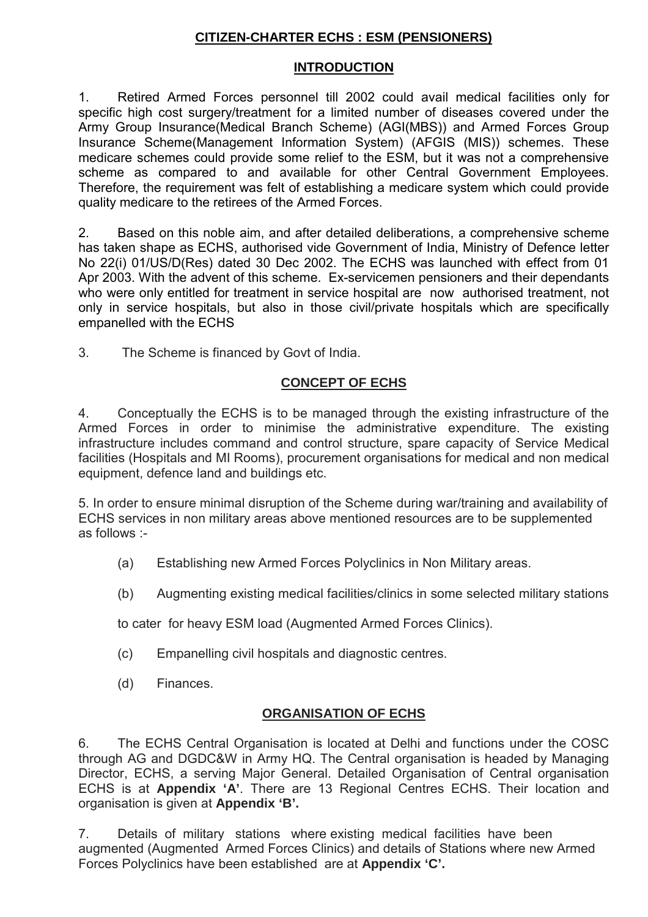# CITIZEN-CHARTER ECHS : ESM (PENSIONERS)

## INTRODUCTION

1. Retired Armed Forces personnel till 2002 could avail medical facilities only for specific high cost surgery/treatment for a limited number of diseases covered under the Army Group Insurance(Medical Branch Scheme) (AGI(MBS)) and Armed Forces Group Insurance Scheme(Management Information System) (AFGIS (MIS)) schemes. These medicare schemes could provide some relief to the ESM, but it was not a comprehensive scheme as compared to and available for other Central Government Employees. Therefore, the requirement was felt of establishing a medicare system which could provide quality medicare to the retirees of the Armed Forces.

2. Based on this noble aim, and after detailed deliberations, a comprehensive scheme has taken shape as ECHS, authorised vide Government of India, Ministry of Defence letter No 22(i) 01/US/D(Res) dated 30 Dec 2002. The ECHS was launched with effect from 01 Apr 2003. With the advent of this scheme. Ex-servicemen pensioners and their dependants who were only entitled for treatment in service hospital are now authorised treatment, not only in service hospitals, but also in those civil/private hospitals which are specifically empanelled with the ECHS

3. The Scheme is financed by Govt of India.

## CONCEPT OF ECHS

4. Conceptually the ECHS is to be managed through the existing infrastructure of the Armed Forces in order to minimise the administrative expenditure. The existing infrastructure includes command and control structure, spare capacity of Service Medical facilities (Hospitals and MI Rooms), procurement organisations for medical and non medical equipment, defence land and buildings etc.

5. In order to ensure minimal disruption of the Scheme during war/training and availability of ECHS services in non military areas above mentioned resources are to be supplemented as follows :-

(a) Establishing new Armed Forces Polyclinics in Non Military areas.

(b) Augmenting existing medical facilities/clinics in some selected military stations to cater for heavy ESM load (Augmented Armed Forces Clinics).

(c) Empanelling civil hospitals and diagnostic centres.

(d) Finances.

## ORGANISATION OF ECHS

6. The ECHS Central Organisation is located at Delhi and functions under the COSC through AG and DGDC&W in Army HQ. The Central organisation is headed by Managing Director, ECHS, a serving Major General. Detailed Organisation of Central organisation ECHS is at **Appendix 'A'**. There are 13 Regional Centres ECHS. Their location and organisation is given at **Appendix 'B'.**

7. Details of military stations where existing medical facilities have been augmented (Augmented Armed Forces Clinics) and details of Stations where new Armed Forces Polyclinics have been established are at **Appendix 'C'.**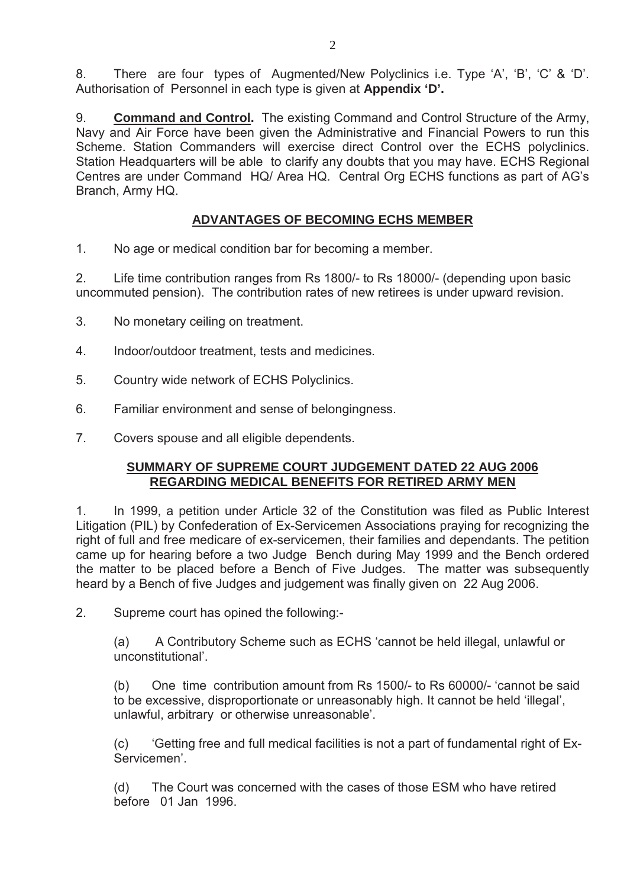8. There are four types of Augmented/New Polyclinics i.e. Type 'A', 'B', 'C' & 'D'. Authorisation of Personnel in each type is given at **Appendix 'D'.**

9. **Command and Control.** The existing Command and Control Structure of the Army, Navy and Air Force have been given the Administrative and Financial Powers to run this Scheme. Station Commanders will exercise direct Control over the ECHS polyclinics. Station Headquarters will be able to clarify any doubts that you may have. ECHS Regional Centres are under Command HQ/ Area HQ. Central Org ECHS functions as part of AG's Branch, Army HQ.

## ADVANTAGES OF BECOMING ECHS MEMBER

1. No age or medical condition bar for becoming a member.

2. Life time contribution ranges from Rs 1800/- to Rs 18000/- (depending upon basic uncommuted pension). The contribution rates of new retirees is under upward revision.

3. No monetary ceiling on treatment.

4. Indoor/outdoor treatment, tests and medicines.

5. Country wide network of ECHS Polyclinics.

6. Familiar environment and sense of belongingness.

7. Covers spouse and all eligible dependents.

## SUMMARY OF SUPREME COURT JUDGEMENT DATED 22 AUG 2006 REGARDING MEDICAL BENEFITS FOR RETIRED ARMY MEN

1. In 1999, a petition under Article 32 of the Constitution was filed as Public Interest Litigation (PIL) by Confederation of Ex-Servicemen Associations praying for recognizing the right of full and free medicare of ex-servicemen, their families and dependants. The petition came up for hearing before a two Judge Bench during May 1999 and the Bench ordered the matter to be placed before a Bench of Five Judges. The matter was subsequently heard by a Bench of five Judges and judgement was finally given on 22 Aug 2006.

2. Supreme court has opined the following:-

(a) A Contributory Scheme such as ECHS 'cannot be held illegal, unlawful or unconstitutional'.

(b) One time contribution amount from Rs 1500/- to Rs 60000/- 'cannot be said to be excessive, disproportionate or unreasonably high. It cannot be held 'illegal', unlawful, arbitrary or otherwise unreasonable'.

(c) 'Getting free and full medical facilities is not a part of fundamental right of Ex-Servicemen'.

(d) The Court was concerned with the cases of those ESM who have retired before 01 Jan 1996.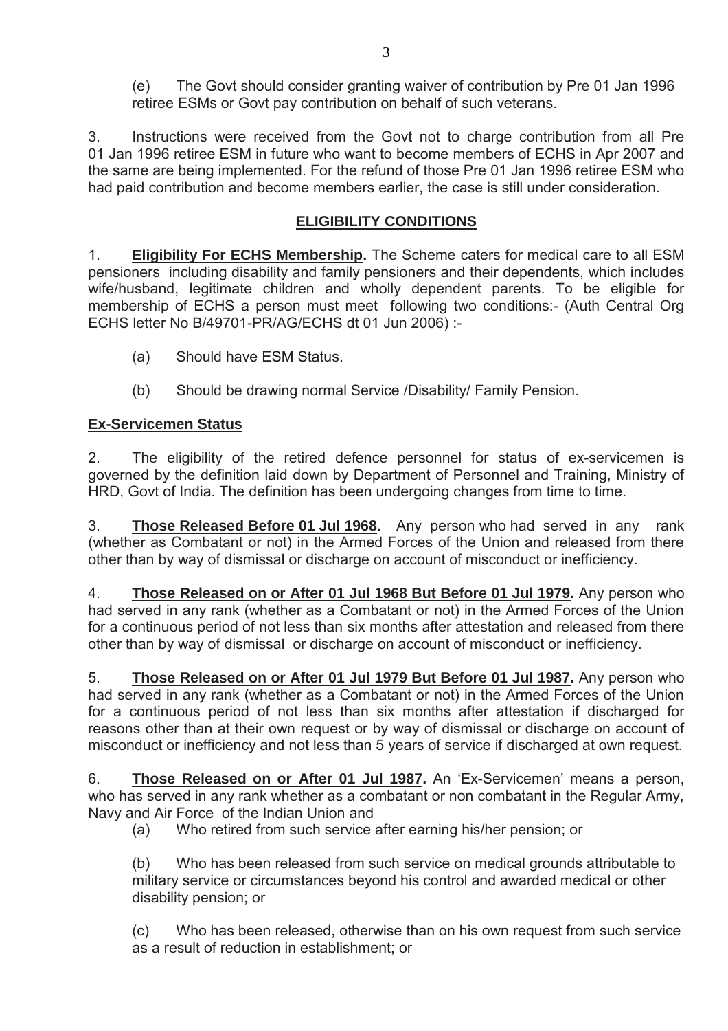(e) The Govt should consider granting waiver of contribution by Pre 01 Jan 1996 retiree ESMs or Govt pay contribution on behalf of such veterans.

3. Instructions were received from the Govt not to charge contribution from all Pre 01 Jan 1996 retiree ESM in future who want to become members of ECHS in Apr 2007 and the same are being implemented. For the refund of those Pre 01 Jan 1996 retiree ESM who had paid contribution and become members earlier, the case is still under consideration.

## ELIGIBILITY CONDITIONS

1. **Eligibility For ECHS Membership.** The Scheme caters for medical care to all ESM pensioners including disability and family pensioners and their dependents, which includes wife/husband, legitimate children and wholly dependent parents. To be eligible for membership of ECHS a person must meet following two conditions:- (Auth Central Org ECHS letter No B/49701-PR/AG/ECHS dt 01 Jun 2006) :-

   (a) Should have ESM Status.

   (b) Should be drawing normal Service /Disability/ Family Pension.

### Ex-Servicemen Status

2. The eligibility of the retired defence personnel for status of ex-servicemen is governed by the definition laid down by Department of Personnel and Training, Ministry of HRD, Govt of India. The definition has been undergoing changes from time to time.

3. **Those Released Before 01 Jul 1968.** Any person who had served in any rank (whether as Combatant or not) in the Armed Forces of the Union and released from there other than by way of dismissal or discharge on account of misconduct or inefficiency.

4. **Those Released on or After 01 Jul 1968 But Before 01 Jul 1979.** Any person who had served in any rank (whether as a Combatant or not) in the Armed Forces of the Union for a continuous period of not less than six months after attestation and released from there other than by way of dismissal or discharge on account of misconduct or inefficiency.

5. **Those Released on or After 01 Jul 1979 But Before 01 Jul 1987.** Any person who had served in any rank (whether as a Combatant or not) in the Armed Forces of the Union for a continuous period of not less than six months after attestation if discharged for reasons other than at their own request or by way of dismissal or discharge on account of misconduct or inefficiency and not less than 5 years of service if discharged at own request.

6. **Those Released on or After 01 Jul 1987.** An 'Ex-Servicemen' means a person, who has served in any rank whether as a combatant or non combatant in the Regular Army, Navy and Air Force of the Indian Union and

   (a) Who retired from such service after earning his/her pension; or

   (b) Who has been released from such service on medical grounds attributable to military service or circumstances beyond his control and awarded medical or other disability pension; or

   (c) Who has been released, otherwise than on his own request from such service as a result of reduction in establishment; or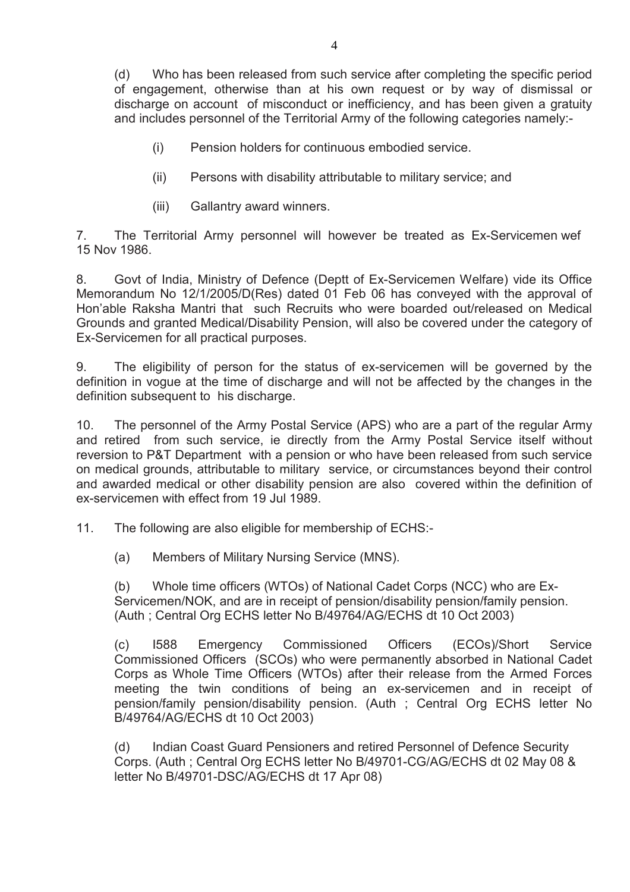(d) Who has been released from such service after completing the specific period of engagement, otherwise than at his own request or by way of dismissal or discharge on account of misconduct or inefficiency, and has been given a gratuity and includes personnel of the Territorial Army of the following categories namely:-

(i) Pension holders for continuous embodied service.

(ii) Persons with disability attributable to military service; and

(iii) Gallantry award winners.

7. The Territorial Army personnel will however be treated as Ex-Servicemen wef 15 Nov 1986.

8. Govt of India, Ministry of Defence (Deptt of Ex-Servicemen Welfare) vide its Office Memorandum No 12/1/2005/D(Res) dated 01 Feb 06 has conveyed with the approval of Hon'able Raksha Mantri that such Recruits who were boarded out/released on Medical Grounds and granted Medical/Disability Pension, will also be covered under the category of Ex-Servicemen for all practical purposes.

9. The eligibility of person for the status of ex-servicemen will be governed by the definition in vogue at the time of discharge and will not be affected by the changes in the definition subsequent to his discharge.

10. The personnel of the Army Postal Service (APS) who are a part of the regular Army and retired from such service, ie directly from the Army Postal Service itself without reversion to P&T Department with a pension or who have been released from such service on medical grounds, attributable to military service, or circumstances beyond their control and awarded medical or other disability pension are also covered within the definition of ex-servicemen with effect from 19 Jul 1989.

11. The following are also eligible for membership of ECHS:-

(a) Members of Military Nursing Service (MNS).

(b) Whole time officers (WTOs) of National Cadet Corps (NCC) who are Ex-Servicemen/NOK, and are in receipt of pension/disability pension/family pension. (Auth ; Central Org ECHS letter No B/49764/AG/ECHS dt 10 Oct 2003)

(c) I588 Emergency Commissioned Officers (ECOs)/Short Service Commissioned Officers (SCOs) who were permanently absorbed in National Cadet Corps as Whole Time Officers (WTOs) after their release from the Armed Forces meeting the twin conditions of being an ex-servicemen and in receipt of pension/family pension/disability pension. (Auth ; Central Org ECHS letter No B/49764/AG/ECHS dt 10 Oct 2003)

(d) Indian Coast Guard Pensioners and retired Personnel of Defence Security Corps. (Auth ; Central Org ECHS letter No B/49701-CG/AG/ECHS dt 02 May 08 & letter No B/49701-DSC/AG/ECHS dt 17 Apr 08)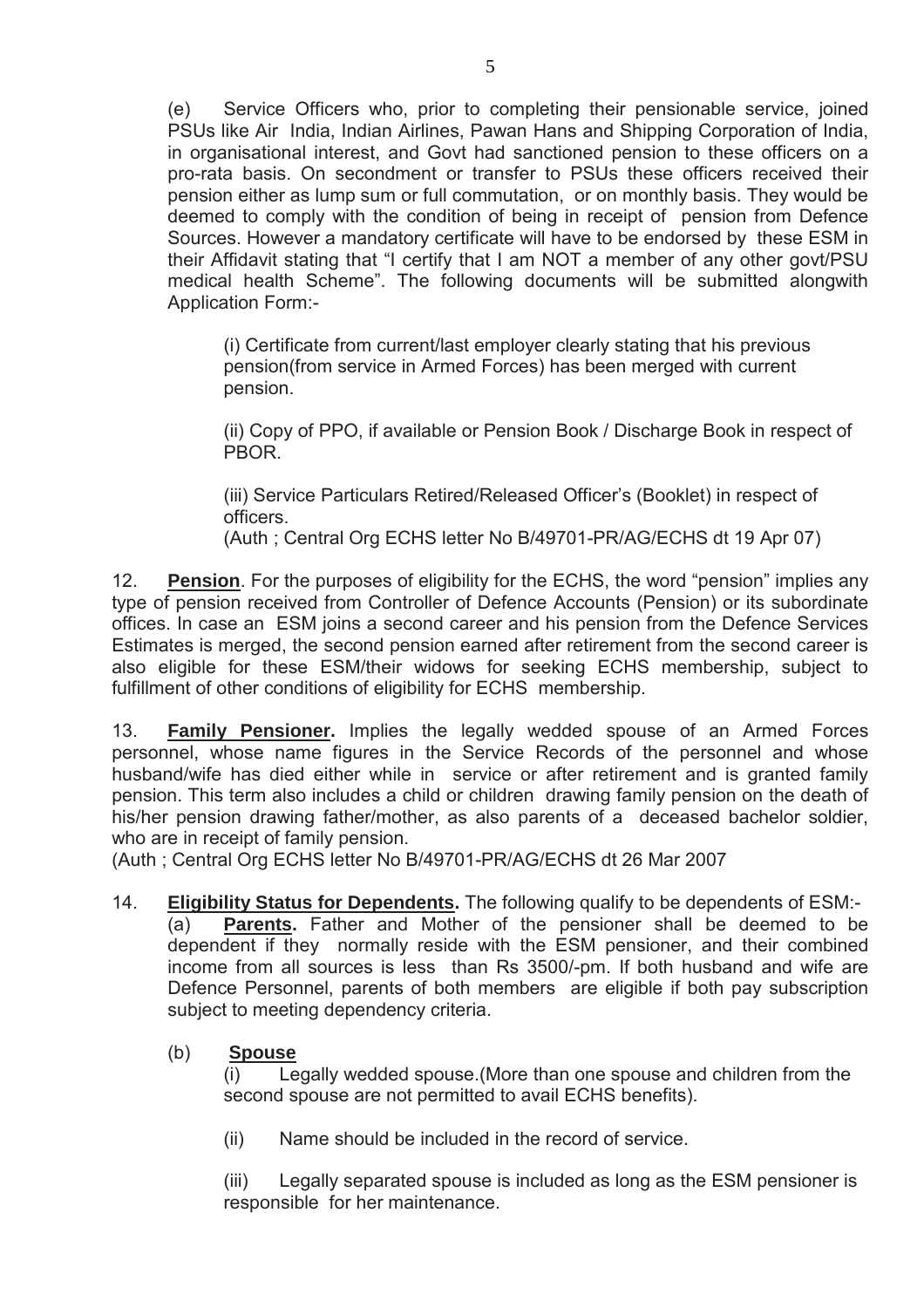(e) Service Officers who, prior to completing their pensionable service, joined PSUs like Air India, Indian Airlines, Pawan Hans and Shipping Corporation of India, in organisational interest, and Govt had sanctioned pension to these officers on a pro-rata basis. On secondment or transfer to PSUs these officers received their pension either as lump sum or full commutation, or on monthly basis. They would be deemed to comply with the condition of being in receipt of pension from Defence Sources. However a mandatory certificate will have to be endorsed by these ESM in their Affidavit stating that "I certify that I am NOT a member of any other govt/PSU medical health Scheme". The following documents will be submitted alongwith Application Form:-

(i) Certificate from current/last employer clearly stating that his previous pension(from service in Armed Forces) has been merged with current pension.

(ii) Copy of PPO, if available or Pension Book / Discharge Book in respect of PBOR.

(iii) Service Particulars Retired/Released Officer's (Booklet) in respect of officers.
(Auth ; Central Org ECHS letter No B/49701-PR/AG/ECHS dt 19 Apr 07)

12. **Pension**. For the purposes of eligibility for the ECHS, the word "pension" implies any type of pension received from Controller of Defence Accounts (Pension) or its subordinate offices. In case an ESM joins a second career and his pension from the Defence Services Estimates is merged, the second pension earned after retirement from the second career is also eligible for these ESM/their widows for seeking ECHS membership, subject to fulfillment of other conditions of eligibility for ECHS membership.

13. **Family Pensioner.** Implies the legally wedded spouse of an Armed Forces personnel, whose name figures in the Service Records of the personnel and whose husband/wife has died either while in service or after retirement and is granted family pension. This term also includes a child or children drawing family pension on the death of his/her pension drawing father/mother, as also parents of a deceased bachelor soldier, who are in receipt of family pension.
(Auth ; Central Org ECHS letter No B/49701-PR/AG/ECHS dt 26 Mar 2007

14. **Eligibility Status for Dependents.** The following qualify to be dependents of ESM:-

(a) **Parents.** Father and Mother of the pensioner shall be deemed to be dependent if they normally reside with the ESM pensioner, and their combined income from all sources is less than Rs 3500/-pm. If both husband and wife are Defence Personnel, parents of both members are eligible if both pay subscription subject to meeting dependency criteria.

(b) **Spouse**

(i) Legally wedded spouse.(More than one spouse and children from the second spouse are not permitted to avail ECHS benefits).

(ii) Name should be included in the record of service.

(iii) Legally separated spouse is included as long as the ESM pensioner is responsible for her maintenance.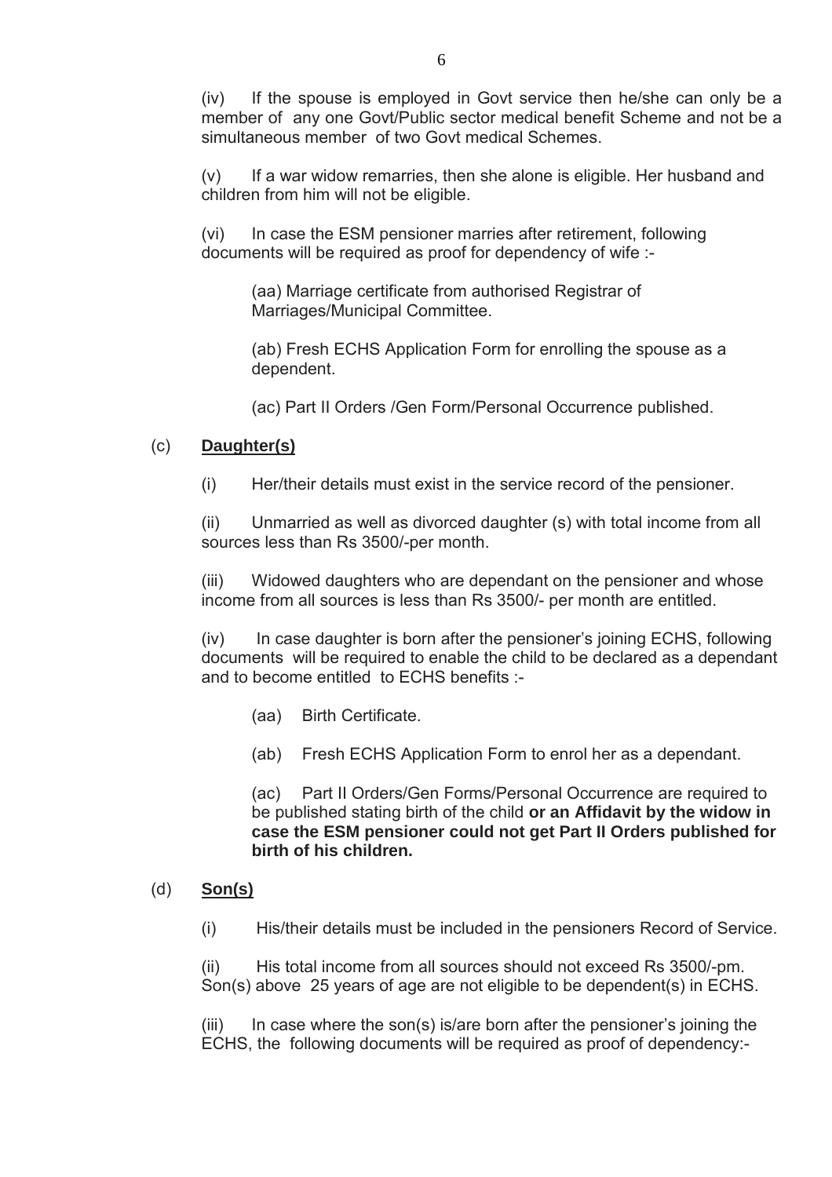(iv) If the spouse is employed in Govt service then he/she can only be a member of any one Govt/Public sector medical benefit Scheme and not be a simultaneous member of two Govt medical Schemes.

(v) If a war widow remarries, then she alone is eligible. Her husband and children from him will not be eligible.

(vi) In case the ESM pensioner marries after retirement, following documents will be required as proof for dependency of wife :-

(aa) Marriage certificate from authorised Registrar of Marriages/Municipal Committee.

(ab) Fresh ECHS Application Form for enrolling the spouse as a dependent.

(ac) Part II Orders /Gen Form/Personal Occurrence published.

(c) **<u>Daughter(s)</u>**

(i) Her/their details must exist in the service record of the pensioner.

(ii) Unmarried as well as divorced daughter (s) with total income from all sources less than Rs 3500/-per month.

(iii) Widowed daughters who are dependant on the pensioner and whose income from all sources is less than Rs 3500/- per month are entitled.

(iv) In case daughter is born after the pensioner's joining ECHS, following documents will be required to enable the child to be declared as a dependant and to become entitled to ECHS benefits :-

(aa) Birth Certificate.

(ab) Fresh ECHS Application Form to enrol her as a dependant.

(ac) Part II Orders/Gen Forms/Personal Occurrence are required to be published stating birth of the child **or an Affidavit by the widow in case the ESM pensioner could not get Part II Orders published for birth of his children.**

(d) **<u>Son(s)</u>**

(i) His/their details must be included in the pensioners Record of Service.

(ii) His total income from all sources should not exceed Rs 3500/-pm. Son(s) above 25 years of age are not eligible to be dependent(s) in ECHS.

(iii) In case where the son(s) is/are born after the pensioner's joining the ECHS, the following documents will be required as proof of dependency:-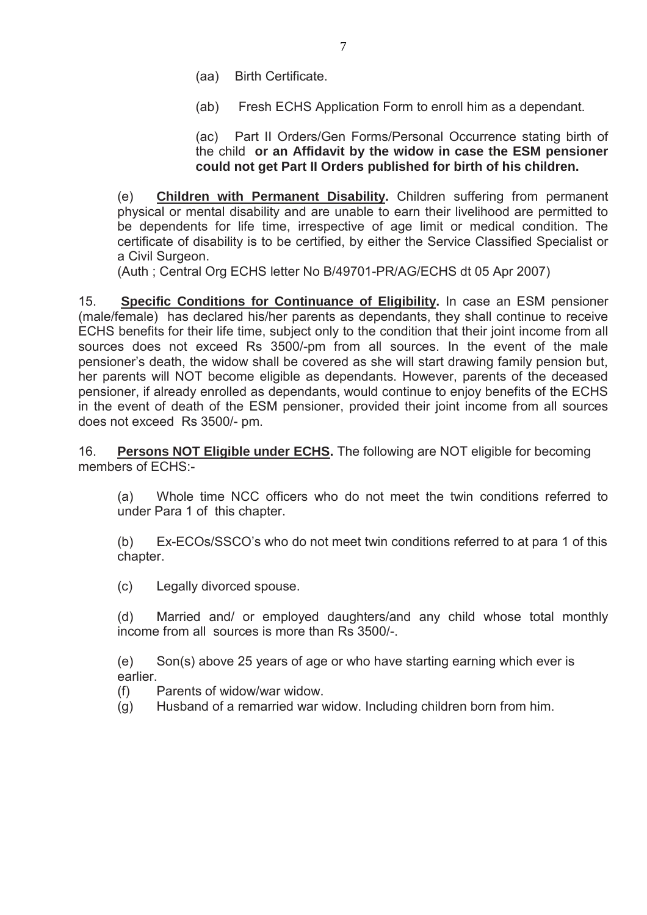(aa) Birth Certificate.

(ab) Fresh ECHS Application Form to enroll him as a dependant.

(ac) Part II Orders/Gen Forms/Personal Occurrence stating birth of the child **or an Affidavit by the widow in case the ESM pensioner could not get Part II Orders published for birth of his children.**

(e) **Children with Permanent Disability.** Children suffering from permanent physical or mental disability and are unable to earn their livelihood are permitted to be dependents for life time, irrespective of age limit or medical condition. The certificate of disability is to be certified, by either the Service Classified Specialist or a Civil Surgeon.
(Auth ; Central Org ECHS letter No B/49701-PR/AG/ECHS dt 05 Apr 2007)

15. **Specific Conditions for Continuance of Eligibility.** In case an ESM pensioner (male/female) has declared his/her parents as dependants, they shall continue to receive ECHS benefits for their life time, subject only to the condition that their joint income from all sources does not exceed Rs 3500/-pm from all sources. In the event of the male pensioner's death, the widow shall be covered as she will start drawing family pension but, her parents will NOT become eligible as dependants. However, parents of the deceased pensioner, if already enrolled as dependants, would continue to enjoy benefits of the ECHS in the event of death of the ESM pensioner, provided their joint income from all sources does not exceed Rs 3500/- pm.

16. **Persons NOT Eligible under ECHS.** The following are NOT eligible for becoming members of ECHS:-

(a) Whole time NCC officers who do not meet the twin conditions referred to under Para 1 of this chapter.

(b) Ex-ECOs/SSCO's who do not meet twin conditions referred to at para 1 of this chapter.

(c) Legally divorced spouse.

(d) Married and/ or employed daughters/and any child whose total monthly income from all sources is more than Rs 3500/-.

(e) Son(s) above 25 years of age or who have starting earning which ever is earlier.

(f) Parents of widow/war widow.

(g) Husband of a remarried war widow. Including children born from him.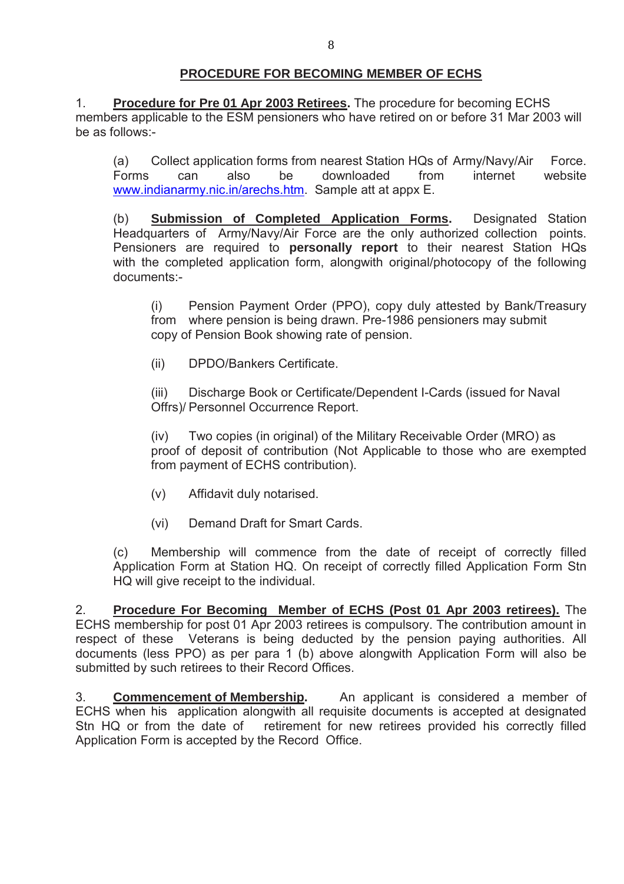## PROCEDURE FOR BECOMING MEMBER OF ECHS

1. **Procedure for Pre 01 Apr 2003 Retirees.** The procedure for becoming ECHS members applicable to the ESM pensioners who have retired on or before 31 Mar 2003 will be as follows:-

(a) Collect application forms from nearest Station HQs of Army/Navy/Air Force. Forms can also be downloaded from internet website www.indianarmy.nic.in/arechs.htm. Sample att at appx E.

(b) **Submission of Completed Application Forms.** Designated Station Headquarters of Army/Navy/Air Force are the only authorized collection points. Pensioners are required to **personally report** to their nearest Station HQs with the completed application form, alongwith original/photocopy of the following documents:-

(i) Pension Payment Order (PPO), copy duly attested by Bank/Treasury from where pension is being drawn. Pre-1986 pensioners may submit copy of Pension Book showing rate of pension.

(ii) DPDO/Bankers Certificate.

(iii) Discharge Book or Certificate/Dependent I-Cards (issued for Naval Offrs)/ Personnel Occurrence Report.

(iv) Two copies (in original) of the Military Receivable Order (MRO) as proof of deposit of contribution (Not Applicable to those who are exempted from payment of ECHS contribution).

(v) Affidavit duly notarised.

(vi) Demand Draft for Smart Cards.

(c) Membership will commence from the date of receipt of correctly filled Application Form at Station HQ. On receipt of correctly filled Application Form Stn HQ will give receipt to the individual.

2. **Procedure For Becoming Member of ECHS (Post 01 Apr 2003 retirees).** The ECHS membership for post 01 Apr 2003 retirees is compulsory. The contribution amount in respect of these Veterans is being deducted by the pension paying authorities. All documents (less PPO) as per para 1 (b) above alongwith Application Form will also be submitted by such retirees to their Record Offices.

3. **Commencement of Membership.** An applicant is considered a member of ECHS when his application alongwith all requisite documents is accepted at designated Stn HQ or from the date of retirement for new retirees provided his correctly filled Application Form is accepted by the Record Office.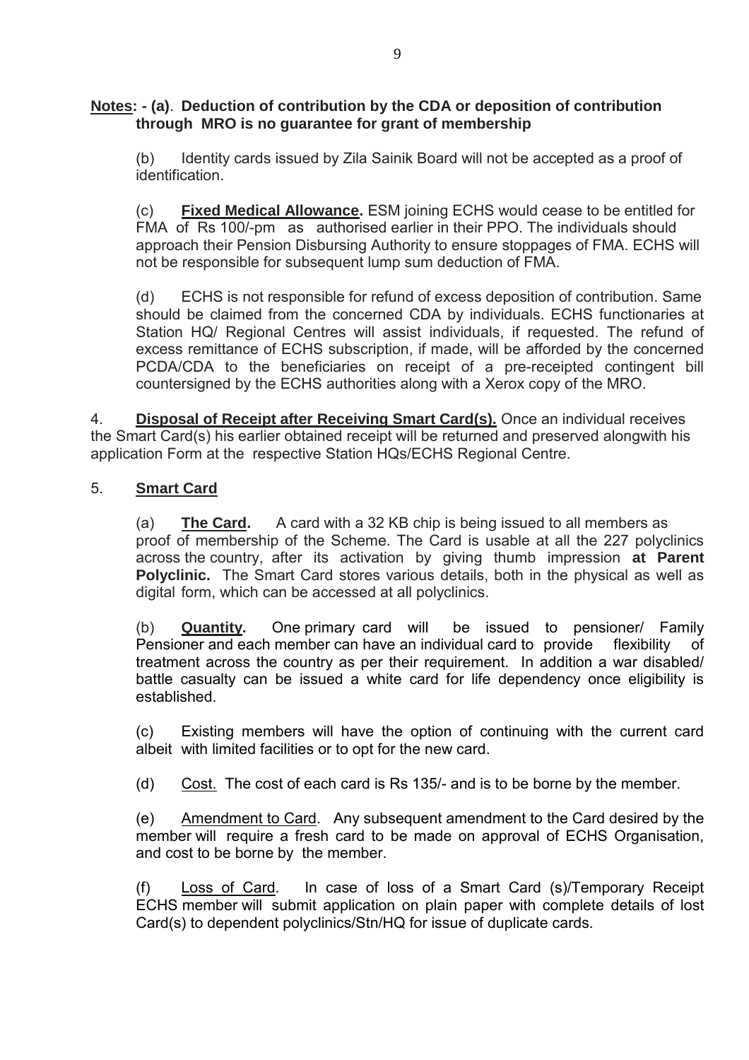**Notes: - (a)**. **Deduction of contribution by the CDA or deposition of contribution through MRO is no guarantee for grant of membership**

(b) Identity cards issued by Zila Sainik Board will not be accepted as a proof of identification.

(c) **Fixed Medical Allowance.** ESM joining ECHS would cease to be entitled for FMA of Rs 100/-pm as authorised earlier in their PPO. The individuals should approach their Pension Disbursing Authority to ensure stoppages of FMA. ECHS will not be responsible for subsequent lump sum deduction of FMA.

(d) ECHS is not responsible for refund of excess deposition of contribution. Same should be claimed from the concerned CDA by individuals. ECHS functionaries at Station HQ/ Regional Centres will assist individuals, if requested. The refund of excess remittance of ECHS subscription, if made, will be afforded by the concerned PCDA/CDA to the beneficiaries on receipt of a pre-receipted contingent bill countersigned by the ECHS authorities along with a Xerox copy of the MRO.

4. **Disposal of Receipt after Receiving Smart Card(s).** Once an individual receives the Smart Card(s) his earlier obtained receipt will be returned and preserved alongwith his application Form at the respective Station HQs/ECHS Regional Centre.

5. **Smart Card**

(a) **The Card.** A card with a 32 KB chip is being issued to all members as proof of membership of the Scheme. The Card is usable at all the 227 polyclinics across the country, after its activation by giving thumb impression **at Parent Polyclinic.** The Smart Card stores various details, both in the physical as well as digital form, which can be accessed at all polyclinics.

(b) **Quantity.** One primary card will be issued to pensioner/ Family Pensioner and each member can have an individual card to provide flexibility of treatment across the country as per their requirement. In addition a war disabled/ battle casualty can be issued a white card for life dependency once eligibility is established.

(c) Existing members will have the option of continuing with the current card albeit with limited facilities or to opt for the new card.

(d) Cost. The cost of each card is Rs 135/- and is to be borne by the member.

(e) Amendment to Card. Any subsequent amendment to the Card desired by the member will require a fresh card to be made on approval of ECHS Organisation, and cost to be borne by the member.

(f) Loss of Card. In case of loss of a Smart Card (s)/Temporary Receipt ECHS member will submit application on plain paper with complete details of lost Card(s) to dependent polyclinics/Stn/HQ for issue of duplicate cards.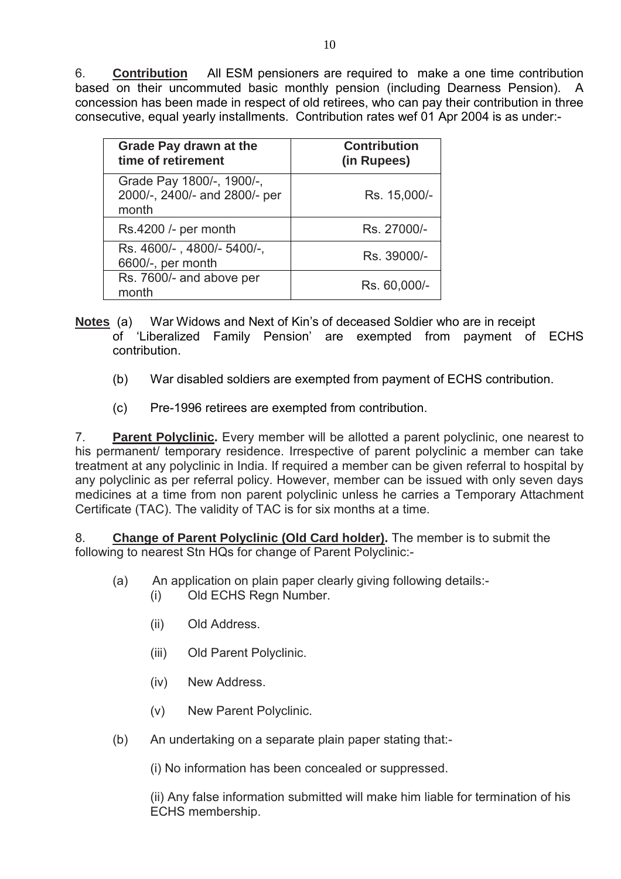6. **Contribution** All ESM pensioners are required to make a one time contribution based on their uncommuted basic monthly pension (including Dearness Pension). A concession has been made in respect of old retirees, who can pay their contribution in three consecutive, equal yearly installments. Contribution rates wef 01 Apr 2004 is as under:-

| Grade Pay drawn at the time of retirement | Contribution (in Rupees) |
|---|---|
| Grade Pay 1800/-, 1900/-, 2000/-, 2400/- and 2800/- per month | Rs. 15,000/- |
| Rs.4200 /- per month | Rs. 27000/- |
| Rs. 4600/- , 4800/- 5400/-, 6600/-, per month | Rs. 39000/- |
| Rs. 7600/- and above per month | Rs. 60,000/- |

**Notes** (a) War Widows and Next of Kin's of deceased Soldier who are in receipt of 'Liberalized Family Pension' are exempted from payment of ECHS contribution.

(b) War disabled soldiers are exempted from payment of ECHS contribution.

(c) Pre-1996 retirees are exempted from contribution.

7. **Parent Polyclinic.** Every member will be allotted a parent polyclinic, one nearest to his permanent/ temporary residence. Irrespective of parent polyclinic a member can take treatment at any polyclinic in India. If required a member can be given referral to hospital by any polyclinic as per referral policy. However, member can be issued with only seven days medicines at a time from non parent polyclinic unless he carries a Temporary Attachment Certificate (TAC). The validity of TAC is for six months at a time.

8. **Change of Parent Polyclinic (Old Card holder).** The member is to submit the following to nearest Stn HQs for change of Parent Polyclinic:-

(a) An application on plain paper clearly giving following details:-

(i) Old ECHS Regn Number.

(ii) Old Address.

(iii) Old Parent Polyclinic.

(iv) New Address.

(v) New Parent Polyclinic.

(b) An undertaking on a separate plain paper stating that:-

(i) No information has been concealed or suppressed.

(ii) Any false information submitted will make him liable for termination of his ECHS membership.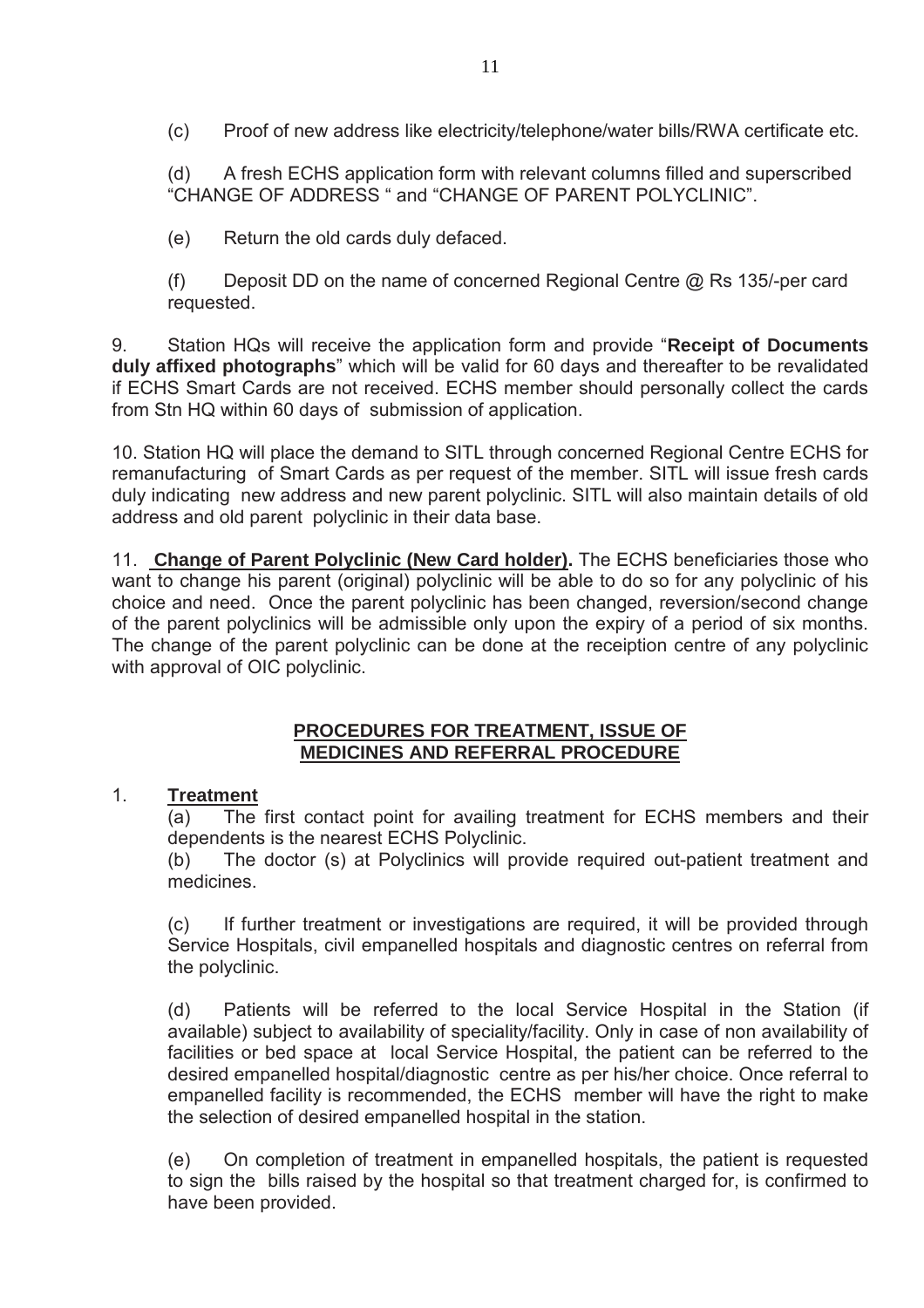(c) Proof of new address like electricity/telephone/water bills/RWA certificate etc.

(d) A fresh ECHS application form with relevant columns filled and superscribed "CHANGE OF ADDRESS " and "CHANGE OF PARENT POLYCLINIC".

(e) Return the old cards duly defaced.

(f) Deposit DD on the name of concerned Regional Centre @ Rs 135/-per card requested.

9. Station HQs will receive the application form and provide "**Receipt of Documents duly affixed photographs**" which will be valid for 60 days and thereafter to be revalidated if ECHS Smart Cards are not received. ECHS member should personally collect the cards from Stn HQ within 60 days of submission of application.

10. Station HQ will place the demand to SITL through concerned Regional Centre ECHS for remanufacturing of Smart Cards as per request of the member. SITL will issue fresh cards duly indicating new address and new parent polyclinic. SITL will also maintain details of old address and old parent polyclinic in their data base.

11. **<u>Change of Parent Polyclinic (New Card holder)</u>.** The ECHS beneficiaries those who want to change his parent (original) polyclinic will be able to do so for any polyclinic of his choice and need. Once the parent polyclinic has been changed, reversion/second change of the parent polyclinics will be admissible only upon the expiry of a period of six months. The change of the parent polyclinic can be done at the receiption centre of any polyclinic with approval of OIC polyclinic.

## PROCEDURES FOR TREATMENT, ISSUE OF MEDICINES AND REFERRAL PROCEDURE

1. **<u>Treatment</u>**

(a) The first contact point for availing treatment for ECHS members and their dependents is the nearest ECHS Polyclinic.

(b) The doctor (s) at Polyclinics will provide required out-patient treatment and medicines.

(c) If further treatment or investigations are required, it will be provided through Service Hospitals, civil empanelled hospitals and diagnostic centres on referral from the polyclinic.

(d) Patients will be referred to the local Service Hospital in the Station (if available) subject to availability of speciality/facility. Only in case of non availability of facilities or bed space at local Service Hospital, the patient can be referred to the desired empanelled hospital/diagnostic centre as per his/her choice. Once referral to empanelled facility is recommended, the ECHS member will have the right to make the selection of desired empanelled hospital in the station.

(e) On completion of treatment in empanelled hospitals, the patient is requested to sign the bills raised by the hospital so that treatment charged for, is confirmed to have been provided.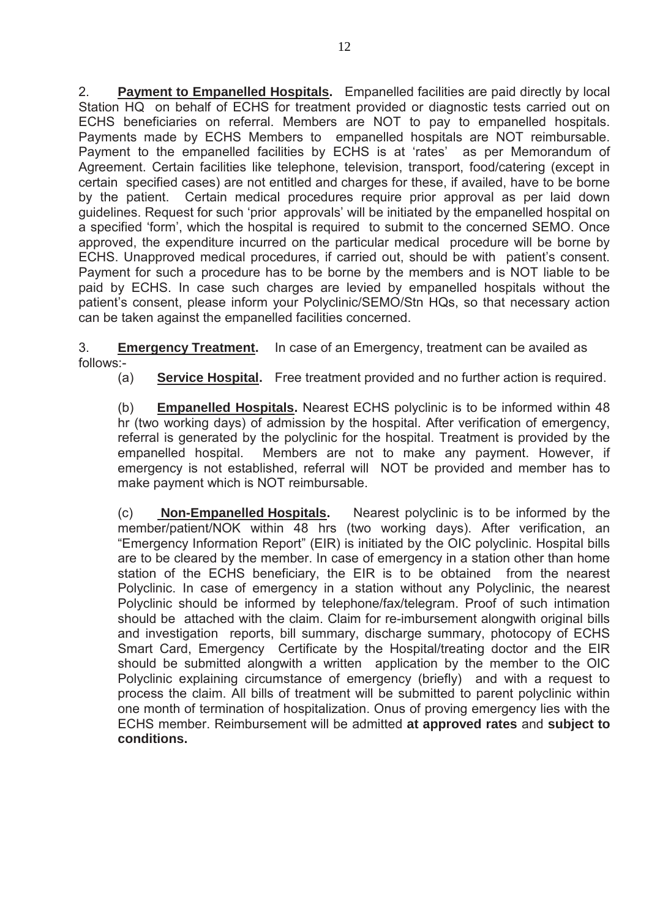2. **Payment to Empanelled Hospitals.** Empanelled facilities are paid directly by local Station HQ on behalf of ECHS for treatment provided or diagnostic tests carried out on ECHS beneficiaries on referral. Members are NOT to pay to empanelled hospitals. Payments made by ECHS Members to empanelled hospitals are NOT reimbursable. Payment to the empanelled facilities by ECHS is at 'rates' as per Memorandum of Agreement. Certain facilities like telephone, television, transport, food/catering (except in certain specified cases) are not entitled and charges for these, if availed, have to be borne by the patient. Certain medical procedures require prior approval as per laid down guidelines. Request for such 'prior approvals' will be initiated by the empanelled hospital on a specified 'form', which the hospital is required to submit to the concerned SEMO. Once approved, the expenditure incurred on the particular medical procedure will be borne by ECHS. Unapproved medical procedures, if carried out, should be with patient's consent. Payment for such a procedure has to be borne by the members and is NOT liable to be paid by ECHS. In case such charges are levied by empanelled hospitals without the patient's consent, please inform your Polyclinic/SEMO/Stn HQs, so that necessary action can be taken against the empanelled facilities concerned.

3. **Emergency Treatment.** In case of an Emergency, treatment can be availed as follows:-

(a) **Service Hospital.** Free treatment provided and no further action is required.

(b) **Empanelled Hospitals.** Nearest ECHS polyclinic is to be informed within 48 hr (two working days) of admission by the hospital. After verification of emergency, referral is generated by the polyclinic for the hospital. Treatment is provided by the empanelled hospital. Members are not to make any payment. However, if emergency is not established, referral will NOT be provided and member has to make payment which is NOT reimbursable.

(c) **Non-Empanelled Hospitals.** Nearest polyclinic is to be informed by the member/patient/NOK within 48 hrs (two working days). After verification, an "Emergency Information Report" (EIR) is initiated by the OIC polyclinic. Hospital bills are to be cleared by the member. In case of emergency in a station other than home station of the ECHS beneficiary, the EIR is to be obtained from the nearest Polyclinic. In case of emergency in a station without any Polyclinic, the nearest Polyclinic should be informed by telephone/fax/telegram. Proof of such intimation should be attached with the claim. Claim for re-imbursement alongwith original bills and investigation reports, bill summary, discharge summary, photocopy of ECHS Smart Card, Emergency Certificate by the Hospital/treating doctor and the EIR should be submitted alongwith a written application by the member to the OIC Polyclinic explaining circumstance of emergency (briefly) and with a request to process the claim. All bills of treatment will be submitted to parent polyclinic within one month of termination of hospitalization. Onus of proving emergency lies with the ECHS member. Reimbursement will be admitted **at approved rates** and **subject to conditions.**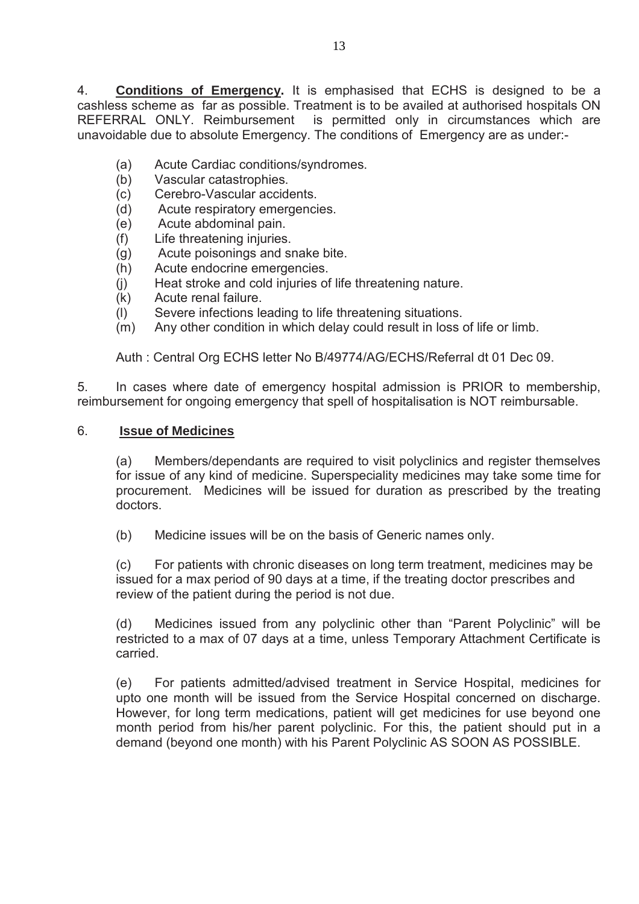4. **Conditions of Emergency.** It is emphasised that ECHS is designed to be a cashless scheme as far as possible. Treatment is to be availed at authorised hospitals ON REFERRAL ONLY. Reimbursement is permitted only in circumstances which are unavoidable due to absolute Emergency. The conditions of Emergency are as under:-

(a) Acute Cardiac conditions/syndromes.
(b) Vascular catastrophies.
(c) Cerebro-Vascular accidents.
(d) Acute respiratory emergencies.
(e) Acute abdominal pain.
(f) Life threatening injuries.
(g) Acute poisonings and snake bite.
(h) Acute endocrine emergencies.
(j) Heat stroke and cold injuries of life threatening nature.
(k) Acute renal failure.
(l) Severe infections leading to life threatening situations.
(m) Any other condition in which delay could result in loss of life or limb.

Auth : Central Org ECHS letter No B/49774/AG/ECHS/Referral dt 01 Dec 09.

5. In cases where date of emergency hospital admission is PRIOR to membership, reimbursement for ongoing emergency that spell of hospitalisation is NOT reimbursable.

6. **Issue of Medicines**

(a) Members/dependants are required to visit polyclinics and register themselves for issue of any kind of medicine. Superspeciality medicines may take some time for procurement. Medicines will be issued for duration as prescribed by the treating doctors.

(b) Medicine issues will be on the basis of Generic names only.

(c) For patients with chronic diseases on long term treatment, medicines may be issued for a max period of 90 days at a time, if the treating doctor prescribes and review of the patient during the period is not due.

(d) Medicines issued from any polyclinic other than "Parent Polyclinic" will be restricted to a max of 07 days at a time, unless Temporary Attachment Certificate is carried.

(e) For patients admitted/advised treatment in Service Hospital, medicines for upto one month will be issued from the Service Hospital concerned on discharge. However, for long term medications, patient will get medicines for use beyond one month period from his/her parent polyclinic. For this, the patient should put in a demand (beyond one month) with his Parent Polyclinic AS SOON AS POSSIBLE.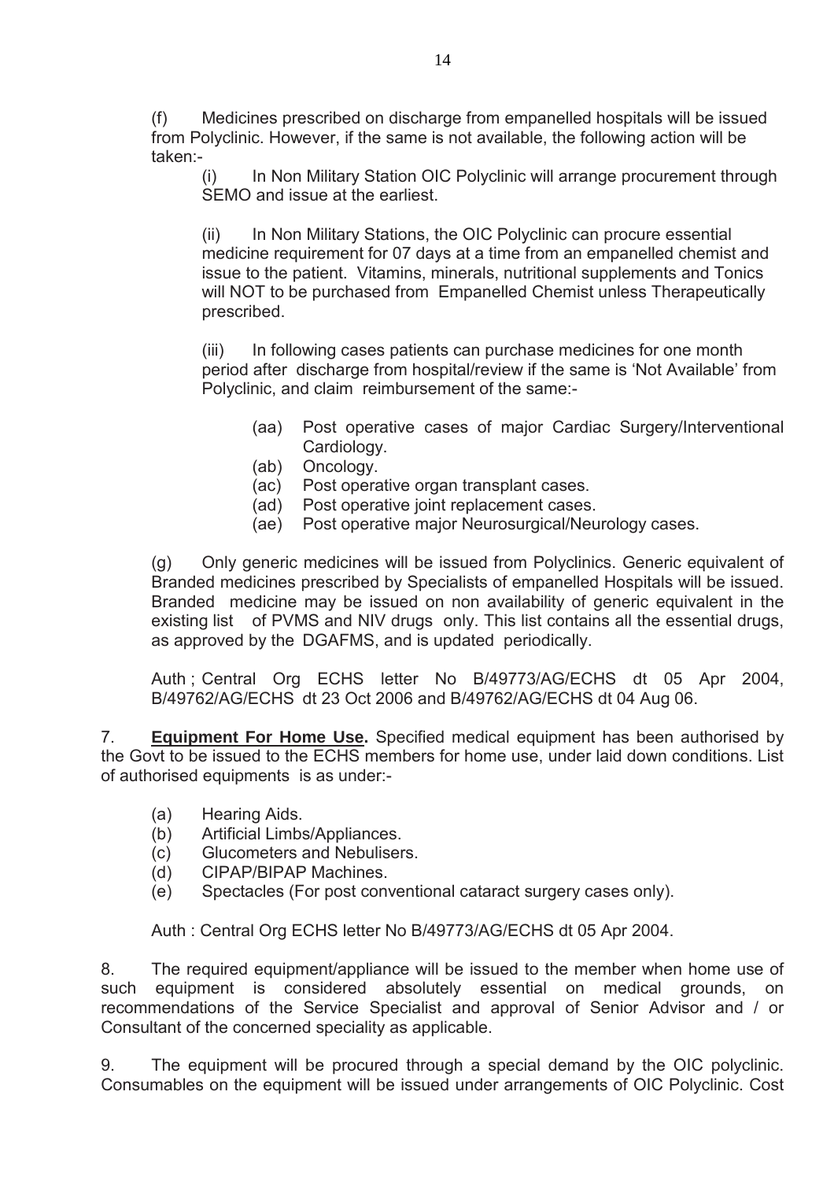(f) Medicines prescribed on discharge from empanelled hospitals will be issued from Polyclinic. However, if the same is not available, the following action will be taken:-

(i) In Non Military Station OIC Polyclinic will arrange procurement through SEMO and issue at the earliest.

(ii) In Non Military Stations, the OIC Polyclinic can procure essential medicine requirement for 07 days at a time from an empanelled chemist and issue to the patient. Vitamins, minerals, nutritional supplements and Tonics will NOT to be purchased from Empanelled Chemist unless Therapeutically prescribed.

(iii) In following cases patients can purchase medicines for one month period after discharge from hospital/review if the same is 'Not Available' from Polyclinic, and claim reimbursement of the same:-

- (aa) Post operative cases of major Cardiac Surgery/Interventional Cardiology.
- (ab) Oncology.
- (ac) Post operative organ transplant cases.
- (ad) Post operative joint replacement cases.
- (ae) Post operative major Neurosurgical/Neurology cases.

(g) Only generic medicines will be issued from Polyclinics. Generic equivalent of Branded medicines prescribed by Specialists of empanelled Hospitals will be issued. Branded medicine may be issued on non availability of generic equivalent in the existing list of PVMS and NIV drugs only. This list contains all the essential drugs, as approved by the DGAFMS, and is updated periodically.

Auth ; Central Org ECHS letter No B/49773/AG/ECHS dt 05 Apr 2004, B/49762/AG/ECHS dt 23 Oct 2006 and B/49762/AG/ECHS dt 04 Aug 06.

7. **Equipment For Home Use.** Specified medical equipment has been authorised by the Govt to be issued to the ECHS members for home use, under laid down conditions. List of authorised equipments is as under:-

- (a) Hearing Aids.
- (b) Artificial Limbs/Appliances.
- (c) Glucometers and Nebulisers.
- (d) CIPAP/BIPAP Machines.
- (e) Spectacles (For post conventional cataract surgery cases only).

Auth : Central Org ECHS letter No B/49773/AG/ECHS dt 05 Apr 2004.

8. The required equipment/appliance will be issued to the member when home use of such equipment is considered absolutely essential on medical grounds, on recommendations of the Service Specialist and approval of Senior Advisor and / or Consultant of the concerned speciality as applicable.

9. The equipment will be procured through a special demand by the OIC polyclinic. Consumables on the equipment will be issued under arrangements of OIC Polyclinic. Cost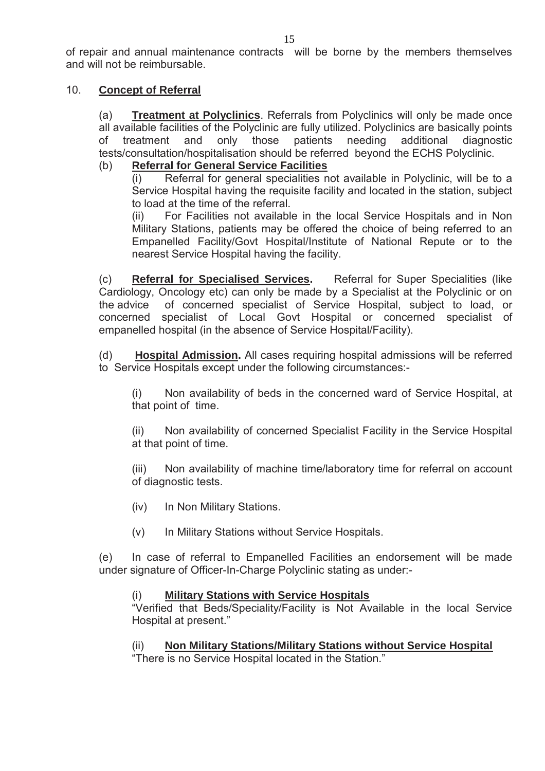of repair and annual maintenance contracts will be borne by the members themselves and will not be reimbursable.

10. **Concept of Referral**

(a) **Treatment at Polyclinics**. Referrals from Polyclinics will only be made once all available facilities of the Polyclinic are fully utilized. Polyclinics are basically points of treatment and only those patients needing additional diagnostic tests/consultation/hospitalisation should be referred beyond the ECHS Polyclinic.

(b) **Referral for General Service Facilities**

(i) Referral for general specialities not available in Polyclinic, will be to a Service Hospital having the requisite facility and located in the station, subject to load at the time of the referral.

(ii) For Facilities not available in the local Service Hospitals and in Non Military Stations, patients may be offered the choice of being referred to an Empanelled Facility/Govt Hospital/Institute of National Repute or to the nearest Service Hospital having the facility.

(c) **Referral for Specialised Services.** Referral for Super Specialities (like Cardiology, Oncology etc) can only be made by a Specialist at the Polyclinic or on the advice of concerned specialist of Service Hospital, subject to load, or concerned specialist of Local Govt Hospital or concerned specialist of empanelled hospital (in the absence of Service Hospital/Facility).

(d) **Hospital Admission.** All cases requiring hospital admissions will be referred to Service Hospitals except under the following circumstances:-

(i) Non availability of beds in the concerned ward of Service Hospital, at that point of time.

(ii) Non availability of concerned Specialist Facility in the Service Hospital at that point of time.

(iii) Non availability of machine time/laboratory time for referral on account of diagnostic tests.

(iv) In Non Military Stations.

(v) In Military Stations without Service Hospitals.

(e) In case of referral to Empanelled Facilities an endorsement will be made under signature of Officer-In-Charge Polyclinic stating as under:-

(i) **Military Stations with Service Hospitals**
"Verified that Beds/Speciality/Facility is Not Available in the local Service Hospital at present."

(ii) **Non Military Stations/Military Stations without Service Hospital**
"There is no Service Hospital located in the Station."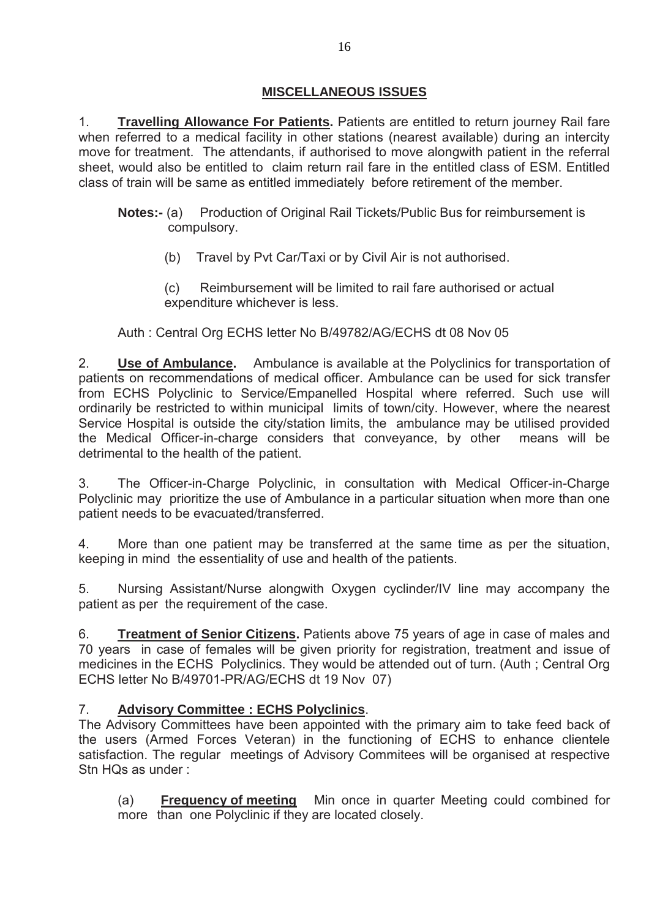## MISCELLANEOUS ISSUES

1. **Travelling Allowance For Patients.** Patients are entitled to return journey Rail fare when referred to a medical facility in other stations (nearest available) during an intercity move for treatment. The attendants, if authorised to move alongwith patient in the referral sheet, would also be entitled to claim return rail fare in the entitled class of ESM. Entitled class of train will be same as entitled immediately before retirement of the member.

**Notes:-** (a) Production of Original Rail Tickets/Public Bus for reimbursement is compulsory.

(b) Travel by Pvt Car/Taxi or by Civil Air is not authorised.

(c) Reimbursement will be limited to rail fare authorised or actual expenditure whichever is less.

Auth : Central Org ECHS letter No B/49782/AG/ECHS dt 08 Nov 05

2. **Use of Ambulance.** Ambulance is available at the Polyclinics for transportation of patients on recommendations of medical officer. Ambulance can be used for sick transfer from ECHS Polyclinic to Service/Empanelled Hospital where referred. Such use will ordinarily be restricted to within municipal limits of town/city. However, where the nearest Service Hospital is outside the city/station limits, the ambulance may be utilised provided the Medical Officer-in-charge considers that conveyance, by other means will be detrimental to the health of the patient.

3. The Officer-in-Charge Polyclinic, in consultation with Medical Officer-in-Charge Polyclinic may prioritize the use of Ambulance in a particular situation when more than one patient needs to be evacuated/transferred.

4. More than one patient may be transferred at the same time as per the situation, keeping in mind the essentiality of use and health of the patients.

5. Nursing Assistant/Nurse alongwith Oxygen cyclinder/IV line may accompany the patient as per the requirement of the case.

6. **Treatment of Senior Citizens.** Patients above 75 years of age in case of males and 70 years in case of females will be given priority for registration, treatment and issue of medicines in the ECHS Polyclinics. They would be attended out of turn. (Auth ; Central Org ECHS letter No B/49701-PR/AG/ECHS dt 19 Nov 07)

7. **Advisory Committee : ECHS Polyclinics**.
The Advisory Committees have been appointed with the primary aim to take feed back of the users (Armed Forces Veteran) in the functioning of ECHS to enhance clientele satisfaction. The regular meetings of Advisory Commitees will be organised at respective Stn HQs as under :

(a) **Frequency of meeting** Min once in quarter Meeting could combined for more than one Polyclinic if they are located closely.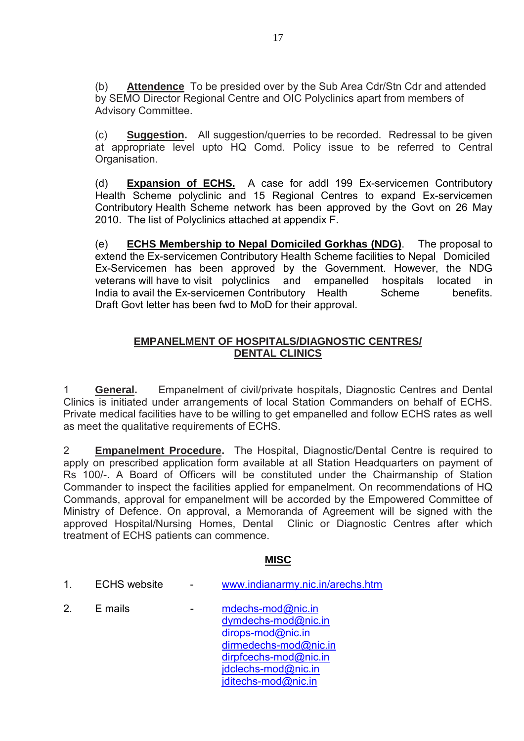(b) **Attendence** To be presided over by the Sub Area Cdr/Stn Cdr and attended by SEMO Director Regional Centre and OIC Polyclinics apart from members of Advisory Committee.

(c) **Suggestion.** All suggestion/querries to be recorded. Redressal to be given at appropriate level upto HQ Comd. Policy issue to be referred to Central Organisation.

(d) **Expansion of ECHS.** A case for addl 199 Ex-servicemen Contributory Health Scheme polyclinic and 15 Regional Centres to expand Ex-servicemen Contributory Health Scheme network has been approved by the Govt on 26 May 2010. The list of Polyclinics attached at appendix F.

(e) **ECHS Membership to Nepal Domiciled Gorkhas (NDG)**. The proposal to extend the Ex-servicemen Contributory Health Scheme facilities to Nepal Domiciled Ex-Servicemen has been approved by the Government. However, the NDG veterans will have to visit polyclinics and empanelled hospitals located in India to avail the Ex-servicemen Contributory Health Scheme benefits. Draft Govt letter has been fwd to MoD for their approval.

## EMPANELMENT OF HOSPITALS/DIAGNOSTIC CENTRES/ DENTAL CLINICS

1 **General.** Empanelment of civil/private hospitals, Diagnostic Centres and Dental Clinics is initiated under arrangements of local Station Commanders on behalf of ECHS. Private medical facilities have to be willing to get empanelled and follow ECHS rates as well as meet the qualitative requirements of ECHS.

2 **Empanelment Procedure.** The Hospital, Diagnostic/Dental Centre is required to apply on prescribed application form available at all Station Headquarters on payment of Rs 100/-. A Board of Officers will be constituted under the Chairmanship of Station Commander to inspect the facilities applied for empanelment. On recommendations of HQ Commands, approval for empanelment will be accorded by the Empowered Committee of Ministry of Defence. On approval, a Memoranda of Agreement will be signed with the approved Hospital/Nursing Homes, Dental Clinic or Diagnostic Centres after which treatment of ECHS patients can commence.

## MISC

1. ECHS website - www.indianarmy.nic.in/arechs.htm

2. E mails -
   mdechs-mod@nic.in
   dymdechs-mod@nic.in
   dirops-mod@nic.in
   dirmedechs-mod@nic.in
   dirpfcechs-mod@nic.in
   jdclechs-mod@nic.in
   jditechs-mod@nic.in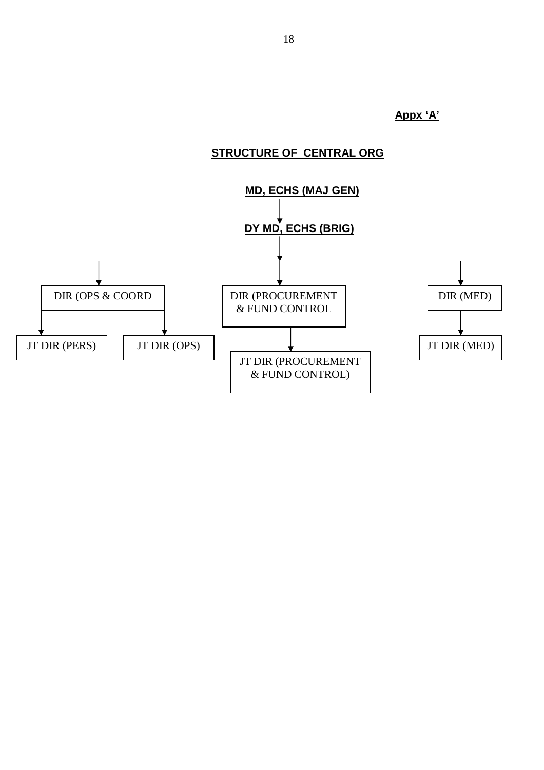**Appx 'A'**

## STRUCTURE OF CENTRAL ORG

**MD, ECHS (MAJ GEN)**

↓

**DY MD, ECHS (BRIG)**

↓

- DIR (OPS & COORD
  - JT DIR (PERS)
  - JT DIR (OPS)
- DIR (PROCUREMENT & FUND CONTROL
  - JT DIR (PROCUREMENT & FUND CONTROL)
- DIR (MED)
  - JT DIR (MED)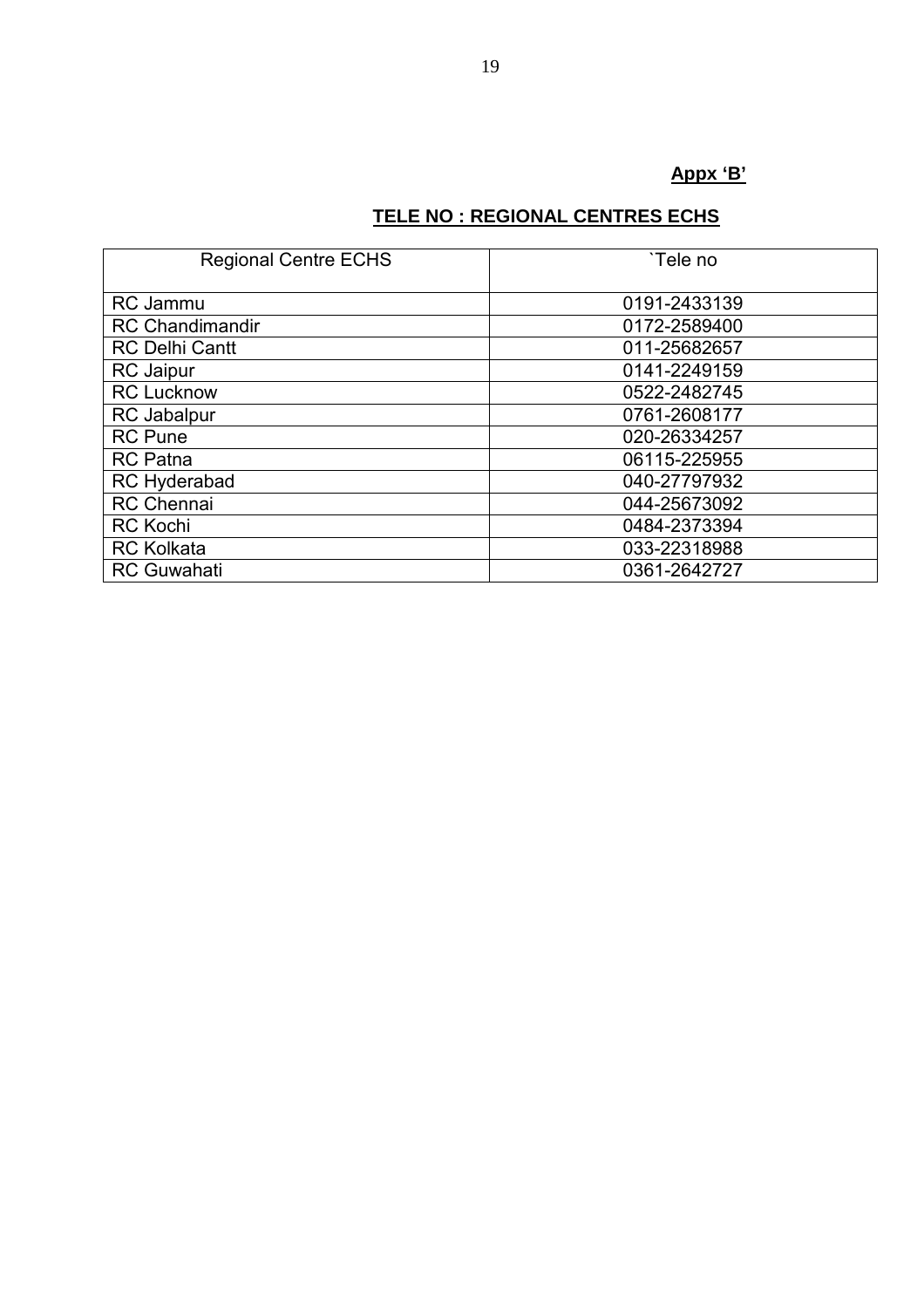**Appx 'B'**

## TELE NO : REGIONAL CENTRES ECHS

| Regional Centre ECHS | `Tele no |
|---|---|
| RC Jammu | 0191-2433139 |
| RC Chandimandir | 0172-2589400 |
| RC Delhi Cantt | 011-25682657 |
| RC Jaipur | 0141-2249159 |
| RC Lucknow | 0522-2482745 |
| RC Jabalpur | 0761-2608177 |
| RC Pune | 020-26334257 |
| RC Patna | 06115-225955 |
| RC Hyderabad | 040-27797932 |
| RC Chennai | 044-25673092 |
| RC Kochi | 0484-2373394 |
| RC Kolkata | 033-22318988 |
| RC Guwahati | 0361-2642727 |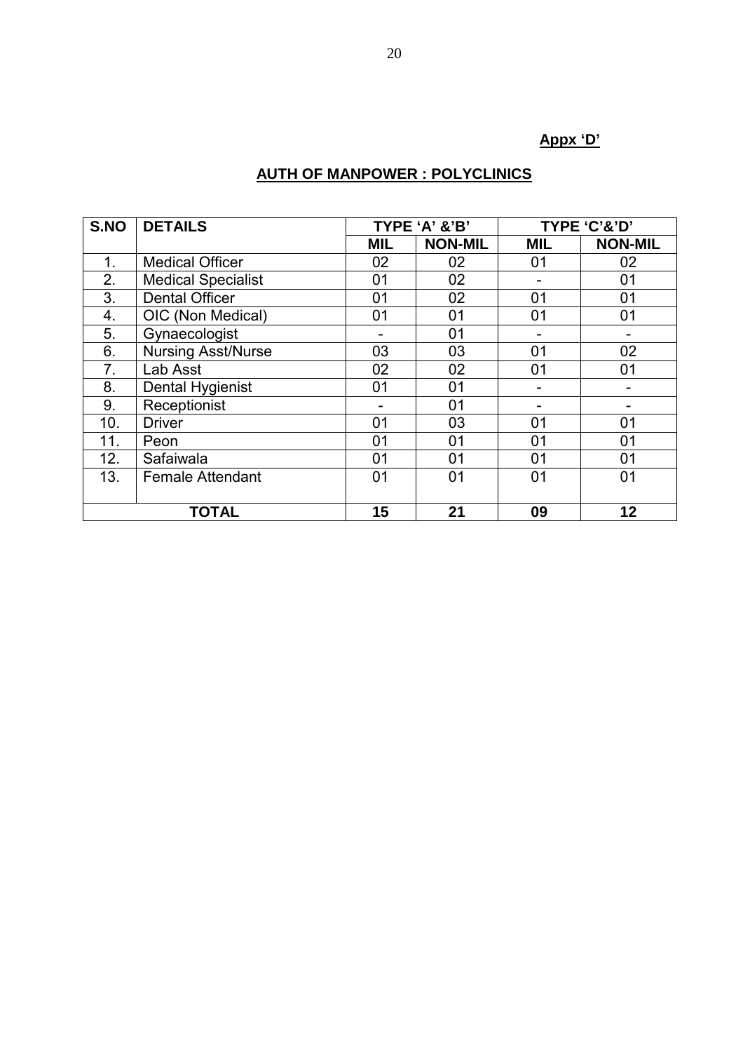**Appx 'D'**

## AUTH OF MANPOWER : POLYCLINICS

| S.NO | DETAILS | TYPE 'A' &'B' | | TYPE 'C'&'D' | |
|---|---|---|---|---|---|
| | | MIL | NON-MIL | MIL | NON-MIL |
| 1. | Medical Officer | 02 | 02 | 01 | 02 |
| 2. | Medical Specialist | 01 | 02 | - | 01 |
| 3. | Dental Officer | 01 | 02 | 01 | 01 |
| 4. | OIC (Non Medical) | 01 | 01 | 01 | 01 |
| 5. | Gynaecologist | - | 01 | - | - |
| 6. | Nursing Asst/Nurse | 03 | 03 | 01 | 02 |
| 7. | Lab Asst | 02 | 02 | 01 | 01 |
| 8. | Dental Hygienist | 01 | 01 | - | - |
| 9. | Receptionist | - | 01 | - | - |
| 10. | Driver | 01 | 03 | 01 | 01 |
| 11. | Peon | 01 | 01 | 01 | 01 |
| 12. | Safaiwala | 01 | 01 | 01 | 01 |
| 13. | Female Attendant | 01 | 01 | 01 | 01 |
| **TOTAL** | | **15** | **21** | **09** | **12** |